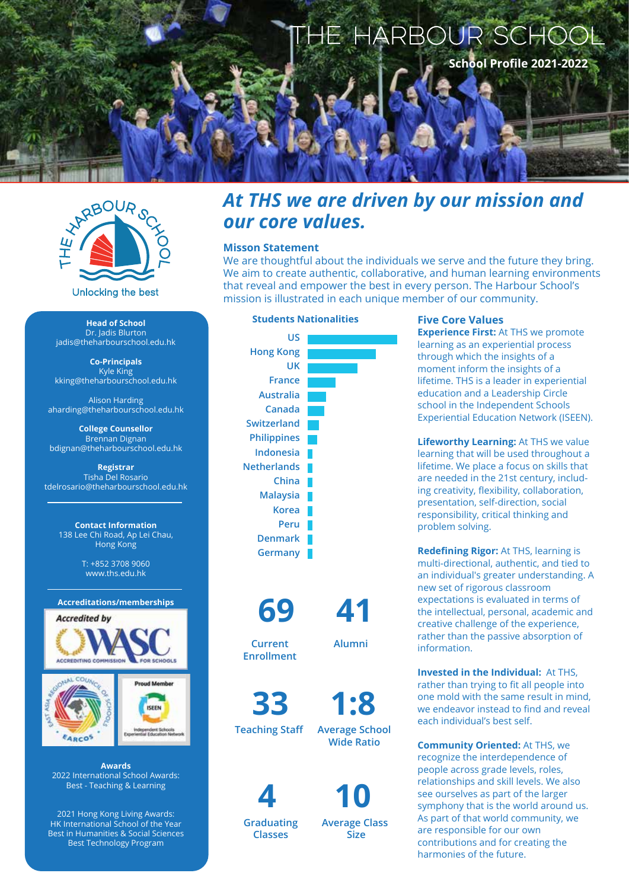# THE HARBOUR SCHOOL

**School Profile 2021-2022**

THE HARBOUR SCHOOL

Unlocking the best

**Head of School**
Dr. Jadis Blurton
jadis@theharbourschool.edu.hk

**Co-Principals**
Kyle King
kking@theharbourschool.edu.hk

Alison Harding
aharding@theharbourschool.edu.hk

**College Counsellor**
Brennan Dignan
bdignan@theharbourschool.edu.hk

**Registrar**
Tisha Del Rosario
tdelrosario@theharbourschool.edu.hk

**Contact Information**
138 Lee Chi Road, Ap Lei Chau,
Hong Kong

T: +852 3708 9060
www.ths.edu.hk

**Accreditations/memberships**

Accredited by WASC Accrediting Commission for Schools

East Asia Regional Council of Schools (EARCOS)

Proud Member ISEEN – Independent Schools Experiential Education Network

**Awards**
2022 International School Awards:
Best - Teaching & Learning

2021 Hong Kong Living Awards:
HK International School of the Year
Best in Humanities & Social Sciences
Best Technology Program

## *At THS we are driven by our mission and our core values.*

### Misson Statement

We are thoughtful about the individuals we serve and the future they bring. We aim to create authentic, collaborative, and human learning environments that reveal and empower the best in every person. The Harbour School's mission is illustrated in each unique member of our community.

### Students Nationalities

US, Hong Kong, UK, France, Australia, Canada, Switzerland, Philippines, Indonesia, Netherlands, China, Malaysia, Korea, Peru, Denmark, Germany

| 69 | 41 |
|---|---|
| Current Enrollment | Alumni |

| 33 | 1:8 |
|---|---|
| Teaching Staff | Average School Wide Ratio |

| 4 | 10 |
|---|---|
| Graduating Classes | Average Class Size |

### Five Core Values

**Experience First:** At THS we promote learning as an experiential process through which the insights of a moment inform the insights of a lifetime. THS is a leader in experiential education and a Leadership Circle school in the Independent Schools Experiential Education Network (ISEEN).

**Lifeworthy Learning:** At THS we value learning that will be used throughout a lifetime. We place a focus on skills that are needed in the 21st century, including creativity, flexibility, collaboration, presentation, self-direction, social responsibility, critical thinking and problem solving.

**Redefining Rigor:** At THS, learning is multi-directional, authentic, and tied to an individual's greater understanding. A new set of rigorous classroom expectations is evaluated in terms of the intellectual, personal, academic and creative challenge of the experience, rather than the passive absorption of information.

**Invested in the Individual:** At THS, rather than trying to fit all people into one mold with the same result in mind, we endeavor instead to find and reveal each individual's best self.

**Community Oriented:** At THS, we recognize the interdependence of people across grade levels, roles, relationships and skill levels. We also see ourselves as part of the larger symphony that is the world around us. As part of that world community, we are responsible for our own contributions and for creating the harmonies of the future.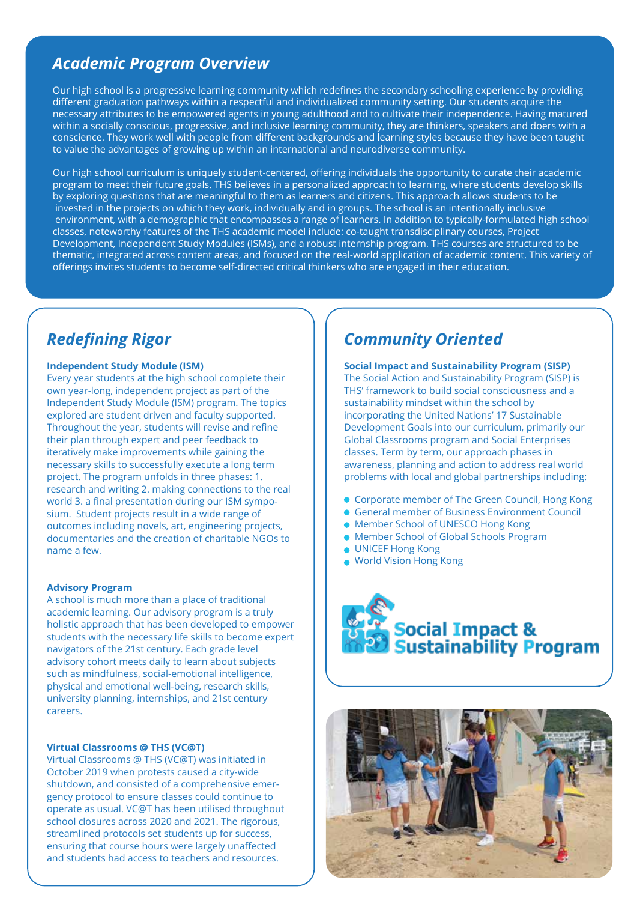## *Academic Program Overview*

Our high school is a progressive learning community which redefines the secondary schooling experience by providing different graduation pathways within a respectful and individualized community setting. Our students acquire the necessary attributes to be empowered agents in young adulthood and to cultivate their independence. Having matured within a socially conscious, progressive, and inclusive learning community, they are thinkers, speakers and doers with a conscience. They work well with people from different backgrounds and learning styles because they have been taught to value the advantages of growing up within an international and neurodiverse community.

Our high school curriculum is uniquely student-centered, offering individuals the opportunity to curate their academic program to meet their future goals. THS believes in a personalized approach to learning, where students develop skills by exploring questions that are meaningful to them as learners and citizens. This approach allows students to be invested in the projects on which they work, individually and in groups. The school is an intentionally inclusive environment, with a demographic that encompasses a range of learners. In addition to typically-formulated high school classes, noteworthy features of the THS academic model include: co-taught transdisciplinary courses, Project Development, Independent Study Modules (ISMs), and a robust internship program. THS courses are structured to be thematic, integrated across content areas, and focused on the real-world application of academic content. This variety of offerings invites students to become self-directed critical thinkers who are engaged in their education.

## *Redefining Rigor*

**Independent Study Module (ISM)**

Every year students at the high school complete their own year-long, independent project as part of the Independent Study Module (ISM) program. The topics explored are student driven and faculty supported. Throughout the year, students will revise and refine their plan through expert and peer feedback to iteratively make improvements while gaining the necessary skills to successfully execute a long term project. The program unfolds in three phases: 1. research and writing 2. making connections to the real world 3. a final presentation during our ISM symposium. Student projects result in a wide range of outcomes including novels, art, engineering projects, documentaries and the creation of charitable NGOs to name a few.

**Advisory Program**

A school is much more than a place of traditional academic learning. Our advisory program is a truly holistic approach that has been developed to empower students with the necessary life skills to become expert navigators of the 21st century. Each grade level advisory cohort meets daily to learn about subjects such as mindfulness, social-emotional intelligence, physical and emotional well-being, research skills, university planning, internships, and 21st century careers.

**Virtual Classrooms @ THS (VC@T)**

Virtual Classrooms @ THS (VC@T) was initiated in October 2019 when protests caused a city-wide shutdown, and consisted of a comprehensive emergency protocol to ensure classes could continue to operate as usual. VC@T has been utilised throughout school closures across 2020 and 2021. The rigorous, streamlined protocols set students up for success, ensuring that course hours were largely unaffected and students had access to teachers and resources.

## *Community Oriented*

**Social Impact and Sustainability Program (SISP)**

The Social Action and Sustainability Program (SISP) is THS' framework to build social consciousness and a sustainability mindset within the school by incorporating the United Nations' 17 Sustainable Development Goals into our curriculum, primarily our Global Classrooms program and Social Enterprises classes. Term by term, our approach phases in awareness, planning and action to address real world problems with local and global partnerships including:

- Corporate member of The Green Council, Hong Kong
- General member of Business Environment Council
- Member School of UNESCO Hong Kong
- Member School of Global Schools Program
- UNICEF Hong Kong
- World Vision Hong Kong

Social Impact & Sustainability Program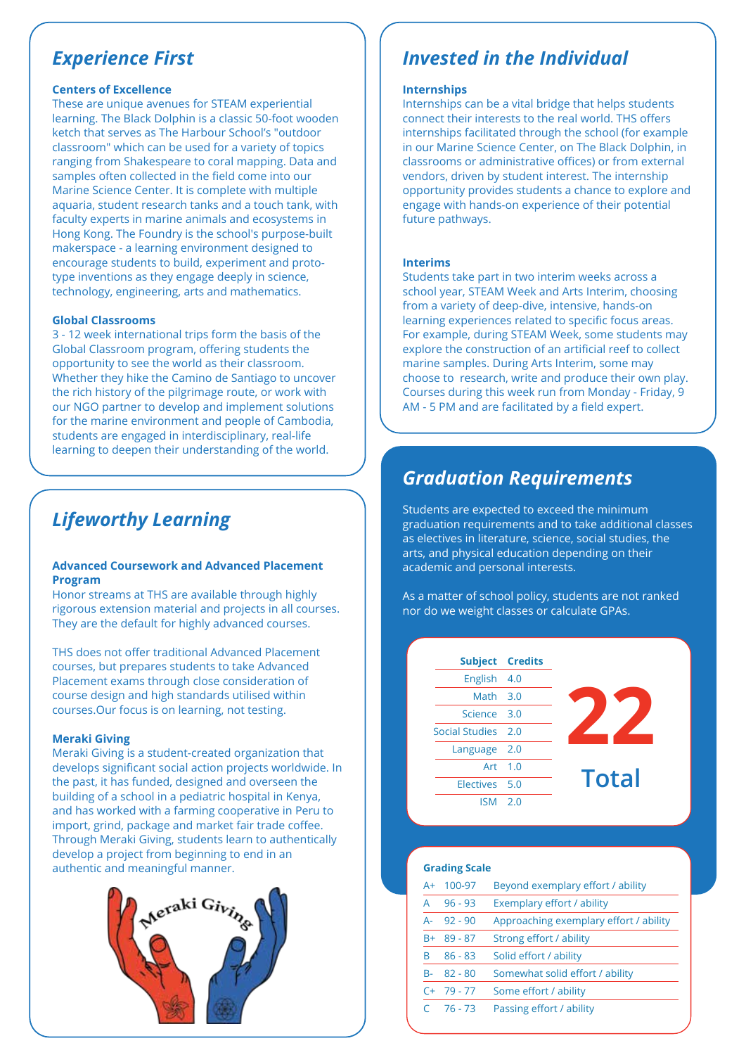## Experience First

### Centers of Excellence

These are unique avenues for STEAM experiential learning. The Black Dolphin is a classic 50-foot wooden ketch that serves as The Harbour School's "outdoor classroom" which can be used for a variety of topics ranging from Shakespeare to coral mapping. Data and samples often collected in the field come into our Marine Science Center. It is complete with multiple aquaria, student research tanks and a touch tank, with faculty experts in marine animals and ecosystems in Hong Kong. The Foundry is the school's purpose-built makerspace - a learning environment designed to encourage students to build, experiment and proto-type inventions as they engage deeply in science, technology, engineering, arts and mathematics.

### Global Classrooms

3 - 12 week international trips form the basis of the Global Classroom program, offering students the opportunity to see the world as their classroom. Whether they hike the Camino de Santiago to uncover the rich history of the pilgrimage route, or work with our NGO partner to develop and implement solutions for the marine environment and people of Cambodia, students are engaged in interdisciplinary, real-life learning to deepen their understanding of the world.

## Lifeworthy Learning

### Advanced Coursework and Advanced Placement Program

Honor streams at THS are available through highly rigorous extension material and projects in all courses. They are the default for highly advanced courses.

THS does not offer traditional Advanced Placement courses, but prepares students to take Advanced Placement exams through close consideration of course design and high standards utilised within courses.Our focus is on learning, not testing.

### Meraki Giving

Meraki Giving is a student-created organization that develops significant social action projects worldwide. In the past, it has funded, designed and overseen the building of a school in a pediatric hospital in Kenya, and has worked with a farming cooperative in Peru to import, grind, package and market fair trade coffee. Through Meraki Giving, students learn to authentically develop a project from beginning to end in an authentic and meaningful manner.

## Invested in the Individual

### Internships

Internships can be a vital bridge that helps students connect their interests to the real world. THS offers internships facilitated through the school (for example in our Marine Science Center, on The Black Dolphin, in classrooms or administrative offices) or from external vendors, driven by student interest. The internship opportunity provides students a chance to explore and engage with hands-on experience of their potential future pathways.

### Interims

Students take part in two interim weeks across a school year, STEAM Week and Arts Interim, choosing from a variety of deep-dive, intensive, hands-on learning experiences related to specific focus areas. For example, during STEAM Week, some students may explore the construction of an artificial reef to collect marine samples. During Arts Interim, some may choose to research, write and produce their own play. Courses during this week run from Monday - Friday, 9 AM - 5 PM and are facilitated by a field expert.

## Graduation Requirements

Students are expected to exceed the minimum graduation requirements and to take additional classes as electives in literature, science, social studies, the arts, and physical education depending on their academic and personal interests.

As a matter of school policy, students are not ranked nor do we weight classes or calculate GPAs.

| Subject | Credits |
|---|---|
| English | 4.0 |
| Math | 3.0 |
| Science | 3.0 |
| Social Studies | 2.0 |
| Language | 2.0 |
| Art | 1.0 |
| Electives | 5.0 |
| ISM | 2.0 |

**22 Total**

### Grading Scale

| | | |
|---|---|---|
| A+ | 100-97 | Beyond exemplary effort / ability |
| A | 96 - 93 | Exemplary effort / ability |
| A- | 92 - 90 | Approaching exemplary effort / ability |
| B+ | 89 - 87 | Strong effort / ability |
| B | 86 - 83 | Solid effort / ability |
| B- | 82 - 80 | Somewhat solid effort / ability |
| C+ | 79 - 77 | Some effort / ability |
| C | 76 - 73 | Passing effort / ability |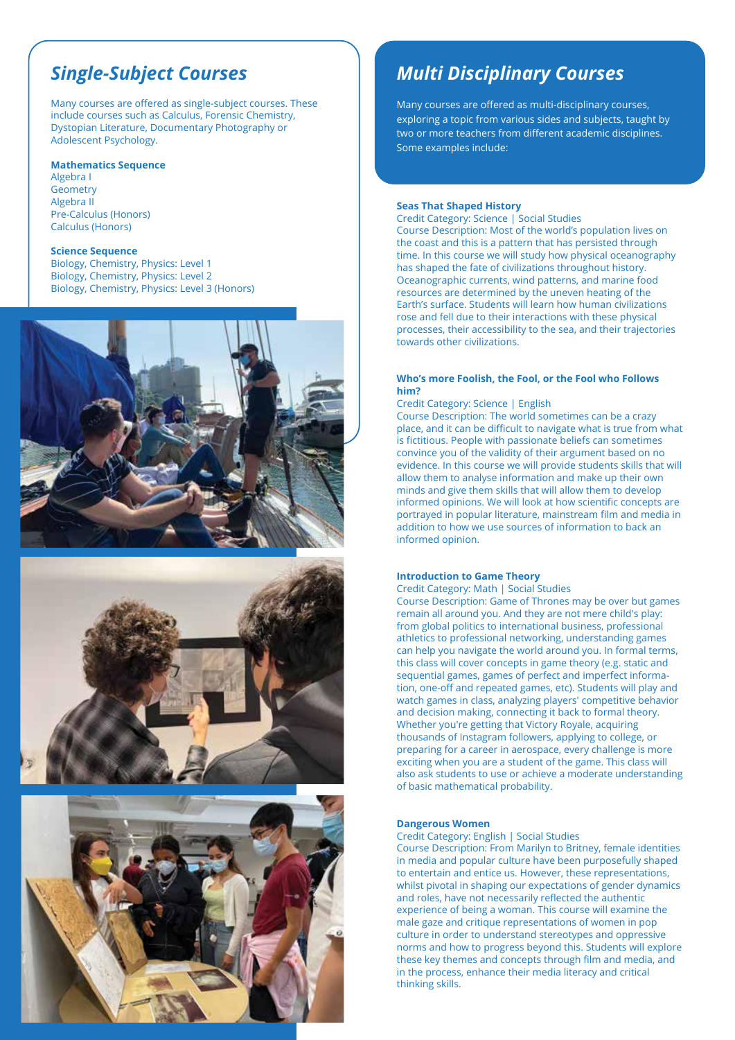## *Single-Subject Courses*

Many courses are offered as single-subject courses. These include courses such as Calculus, Forensic Chemistry, Dystopian Literature, Documentary Photography or Adolescent Psychology.

**Mathematics Sequence**

Algebra I
Geometry
Algebra II
Pre-Calculus (Honors)
Calculus (Honors)

**Science Sequence**

Biology, Chemistry, Physics: Level 1
Biology, Chemistry, Physics: Level 2
Biology, Chemistry, Physics: Level 3 (Honors)

## *Multi Disciplinary Courses*

Many courses are offered as multi-disciplinary courses, exploring a topic from various sides and subjects, taught by two or more teachers from different academic disciplines. Some examples include:

**Seas That Shaped History**

Credit Category: Science | Social Studies

Course Description: Most of the world's population lives on the coast and this is a pattern that has persisted through time. In this course we will study how physical oceanography has shaped the fate of civilizations throughout history. Oceanographic currents, wind patterns, and marine food resources are determined by the uneven heating of the Earth's surface. Students will learn how human civilizations rose and fell due to their interactions with these physical processes, their accessibility to the sea, and their trajectories towards other civilizations.

**Who's more Foolish, the Fool, or the Fool who Follows him?**

Credit Category: Science | English

Course Description: The world sometimes can be a crazy place, and it can be difficult to navigate what is true from what is fictitious. People with passionate beliefs can sometimes convince you of the validity of their argument based on no evidence. In this course we will provide students skills that will allow them to analyse information and make up their own minds and give them skills that will allow them to develop informed opinions. We will look at how scientific concepts are portrayed in popular literature, mainstream film and media in addition to how we use sources of information to back an informed opinion.

**Introduction to Game Theory**

Credit Category: Math | Social Studies

Course Description: Game of Thrones may be over but games remain all around you. And they are not mere child's play: from global politics to international business, professional athletics to professional networking, understanding games can help you navigate the world around you. In formal terms, this class will cover concepts in game theory (e.g. static and sequential games, games of perfect and imperfect information, one-off and repeated games, etc). Students will play and watch games in class, analyzing players' competitive behavior and decision making, connecting it back to formal theory. Whether you're getting that Victory Royale, acquiring thousands of Instagram followers, applying to college, or preparing for a career in aerospace, every challenge is more exciting when you are a student of the game. This class will also ask students to use or achieve a moderate understanding of basic mathematical probability.

**Dangerous Women**

Credit Category: English | Social Studies

Course Description: From Marilyn to Britney, female identities in media and popular culture have been purposefully shaped to entertain and entice us. However, these representations, whilst pivotal in shaping our expectations of gender dynamics and roles, have not necessarily reflected the authentic experience of being a woman. This course will examine the male gaze and critique representations of women in pop culture in order to understand stereotypes and oppressive norms and how to progress beyond this. Students will explore these key themes and concepts through film and media, and in the process, enhance their media literacy and critical thinking skills.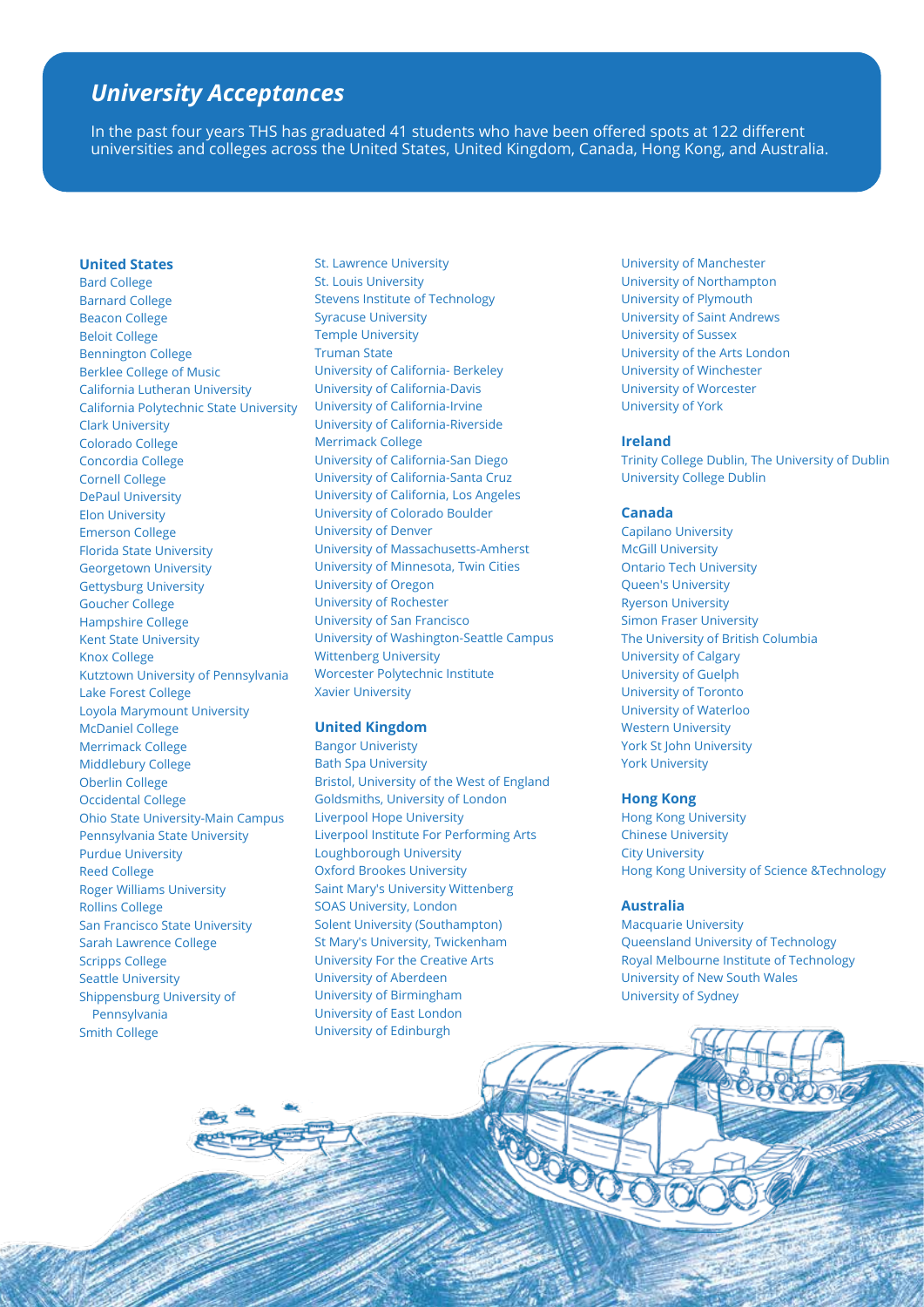## University Acceptances

In the past four years THS has graduated 41 students who have been offered spots at 122 different universities and colleges across the United States, United Kingdom, Canada, Hong Kong, and Australia.

### United States

Bard College
Barnard College
Beacon College
Beloit College
Bennington College
Berklee College of Music
California Lutheran University
California Polytechnic State University
Clark University
Colorado College
Concordia College
Cornell College
DePaul University
Elon University
Emerson College
Florida State University
Georgetown University
Gettysburg University
Goucher College
Hampshire College
Kent State University
Knox College
Kutztown University of Pennsylvania
Lake Forest College
Loyola Marymount University
McDaniel College
Merrimack College
Middlebury College
Oberlin College
Occidental College
Ohio State University-Main Campus
Pennsylvania State University
Purdue University
Reed College
Roger Williams University
Rollins College
San Francisco State University
Sarah Lawrence College
Scripps College
Seattle University
Shippensburg University of Pennsylvania
Smith College
St. Lawrence University
St. Louis University
Stevens Institute of Technology
Syracuse University
Temple University
Truman State
University of California- Berkeley
University of California-Davis
University of California-Irvine
University of California-Riverside
Merrimack College
University of California-San Diego
University of California-Santa Cruz
University of California, Los Angeles
University of Colorado Boulder
University of Denver
University of Massachusetts-Amherst
University of Minnesota, Twin Cities
University of Oregon
University of Rochester
University of San Francisco
University of Washington-Seattle Campus
Wittenberg University
Worcester Polytechnic Institute
Xavier University

### United Kingdom

Bangor Univeristy
Bath Spa University
Bristol, University of the West of England
Goldsmiths, University of London
Liverpool Hope University
Liverpool Institute For Performing Arts
Loughborough University
Oxford Brookes University
Saint Mary's University Wittenberg
SOAS University, London
Solent University (Southampton)
St Mary's University, Twickenham
University For the Creative Arts
University of Aberdeen
University of Birmingham
University of East London
University of Edinburgh
University of Manchester
University of Northampton
University of Plymouth
University of Saint Andrews
University of Sussex
University of the Arts London
University of Winchester
University of Worcester
University of York

### Ireland

Trinity College Dublin, The University of Dublin
University College Dublin

### Canada

Capilano University
McGill University
Ontario Tech University
Queen's University
Ryerson University
Simon Fraser University
The University of British Columbia
University of Calgary
University of Guelph
University of Toronto
University of Waterloo
Western University
York St John University
York University

### Hong Kong

Hong Kong University
Chinese University
City University
Hong Kong University of Science &Technology

### Australia

Macquarie University
Queensland University of Technology
Royal Melbourne Institute of Technology
University of New South Wales
University of Sydney